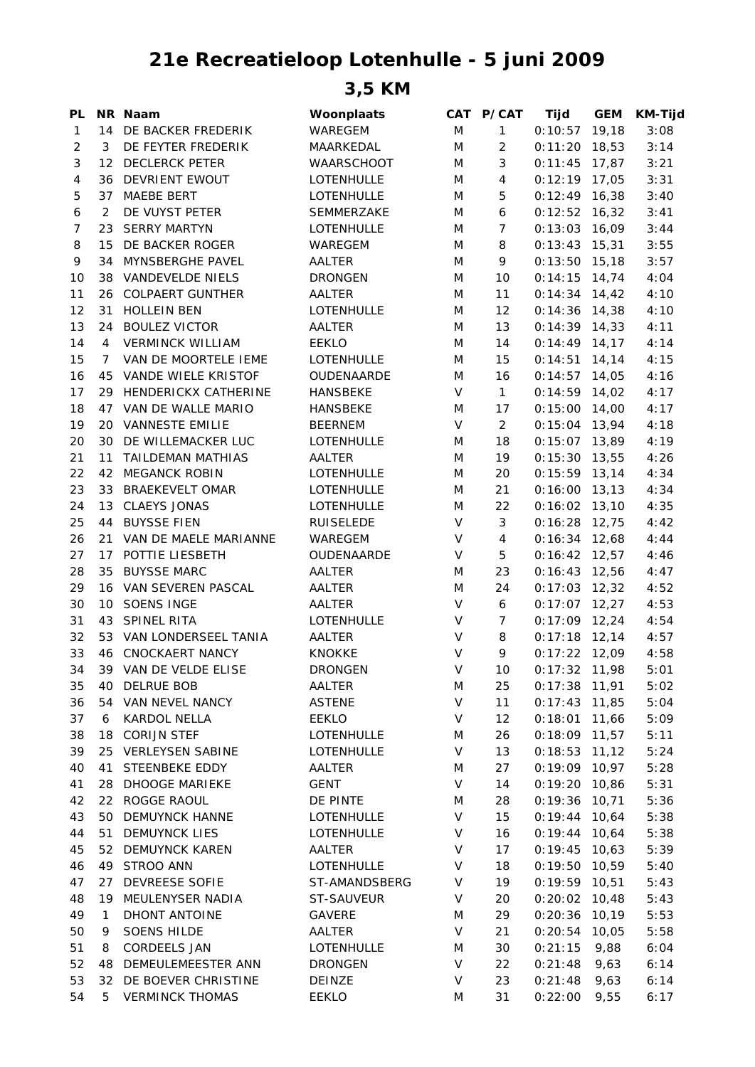# 21e Recreatieloop Lotenhulle - 5 juni 2009

## 3,5 KM

| PL | NR | Naam | Woonplaats | CAT | P/CAT | Tijd | GEM | KM-Tijd |
|---|---|---|---|---|---|---|---|---|
| 1 | 14 | DE BACKER FREDERIK | WAREGEM | M | 1 | 0:10:57 | 19,18 | 3:08 |
| 2 | 3 | DE FEYTER FREDERIK | MAARKEDAL | M | 2 | 0:11:20 | 18,53 | 3:14 |
| 3 | 12 | DECLERCK PETER | WAARSCHOOT | M | 3 | 0:11:45 | 17,87 | 3:21 |
| 4 | 36 | DEVRIENT EWOUT | LOTENHULLE | M | 4 | 0:12:19 | 17,05 | 3:31 |
| 5 | 37 | MAEBE BERT | LOTENHULLE | M | 5 | 0:12:49 | 16,38 | 3:40 |
| 6 | 2 | DE VUYST PETER | SEMMERZAKE | M | 6 | 0:12:52 | 16,32 | 3:41 |
| 7 | 23 | SERRY MARTYN | LOTENHULLE | M | 7 | 0:13:03 | 16,09 | 3:44 |
| 8 | 15 | DE BACKER ROGER | WAREGEM | M | 8 | 0:13:43 | 15,31 | 3:55 |
| 9 | 34 | MYNSBERGHE PAVEL | AALTER | M | 9 | 0:13:50 | 15,18 | 3:57 |
| 10 | 38 | VANDEVELDE NIELS | DRONGEN | M | 10 | 0:14:15 | 14,74 | 4:04 |
| 11 | 26 | COLPAERT GUNTHER | AALTER | M | 11 | 0:14:34 | 14,42 | 4:10 |
| 12 | 31 | HOLLEIN BEN | LOTENHULLE | M | 12 | 0:14:36 | 14,38 | 4:10 |
| 13 | 24 | BOULEZ VICTOR | AALTER | M | 13 | 0:14:39 | 14,33 | 4:11 |
| 14 | 4 | VERMINCK WILLIAM | EEKLO | M | 14 | 0:14:49 | 14,17 | 4:14 |
| 15 | 7 | VAN DE MOORTELE IEME | LOTENHULLE | M | 15 | 0:14:51 | 14,14 | 4:15 |
| 16 | 45 | VANDE WIELE KRISTOF | OUDENAARDE | M | 16 | 0:14:57 | 14,05 | 4:16 |
| 17 | 29 | HENDERICKX CATHERINE | HANSBEKE | V | 1 | 0:14:59 | 14,02 | 4:17 |
| 18 | 47 | VAN DE WALLE MARIO | HANSBEKE | M | 17 | 0:15:00 | 14,00 | 4:17 |
| 19 | 20 | VANNESTE EMILIE | BEERNEM | V | 2 | 0:15:04 | 13,94 | 4:18 |
| 20 | 30 | DE WILLEMACKER LUC | LOTENHULLE | M | 18 | 0:15:07 | 13,89 | 4:19 |
| 21 | 11 | TAILDEMAN MATHIAS | AALTER | M | 19 | 0:15:30 | 13,55 | 4:26 |
| 22 | 42 | MEGANCK ROBIN | LOTENHULLE | M | 20 | 0:15:59 | 13,14 | 4:34 |
| 23 | 33 | BRAEKEVELT OMAR | LOTENHULLE | M | 21 | 0:16:00 | 13,13 | 4:34 |
| 24 | 13 | CLAEYS JONAS | LOTENHULLE | M | 22 | 0:16:02 | 13,10 | 4:35 |
| 25 | 44 | BUYSSE FIEN | RUISELEDE | V | 3 | 0:16:28 | 12,75 | 4:42 |
| 26 | 21 | VAN DE MAELE MARIANNE | WAREGEM | V | 4 | 0:16:34 | 12,68 | 4:44 |
| 27 | 17 | POTTIE LIESBETH | OUDENAARDE | V | 5 | 0:16:42 | 12,57 | 4:46 |
| 28 | 35 | BUYSSE MARC | AALTER | M | 23 | 0:16:43 | 12,56 | 4:47 |
| 29 | 16 | VAN SEVEREN PASCAL | AALTER | M | 24 | 0:17:03 | 12,32 | 4:52 |
| 30 | 10 | SOENS INGE | AALTER | V | 6 | 0:17:07 | 12,27 | 4:53 |
| 31 | 43 | SPINEL RITA | LOTENHULLE | V | 7 | 0:17:09 | 12,24 | 4:54 |
| 32 | 53 | VAN LONDERSEEL TANIA | AALTER | V | 8 | 0:17:18 | 12,14 | 4:57 |
| 33 | 46 | CNOCKAERT NANCY | KNOKKE | V | 9 | 0:17:22 | 12,09 | 4:58 |
| 34 | 39 | VAN DE VELDE ELISE | DRONGEN | V | 10 | 0:17:32 | 11,98 | 5:01 |
| 35 | 40 | DELRUE BOB | AALTER | M | 25 | 0:17:38 | 11,91 | 5:02 |
| 36 | 54 | VAN NEVEL NANCY | ASTENE | V | 11 | 0:17:43 | 11,85 | 5:04 |
| 37 | 6 | KARDOL NELLA | EEKLO | V | 12 | 0:18:01 | 11,66 | 5:09 |
| 38 | 18 | CORIJN STEF | LOTENHULLE | M | 26 | 0:18:09 | 11,57 | 5:11 |
| 39 | 25 | VERLEYSEN SABINE | LOTENHULLE | V | 13 | 0:18:53 | 11,12 | 5:24 |
| 40 | 41 | STEENBEKE EDDY | AALTER | M | 27 | 0:19:09 | 10,97 | 5:28 |
| 41 | 28 | DHOOGE MARIEKE | GENT | V | 14 | 0:19:20 | 10,86 | 5:31 |
| 42 | 22 | ROGGE RAOUL | DE PINTE | M | 28 | 0:19:36 | 10,71 | 5:36 |
| 43 | 50 | DEMUYNCK HANNE | LOTENHULLE | V | 15 | 0:19:44 | 10,64 | 5:38 |
| 44 | 51 | DEMUYNCK LIES | LOTENHULLE | V | 16 | 0:19:44 | 10,64 | 5:38 |
| 45 | 52 | DEMUYNCK KAREN | AALTER | V | 17 | 0:19:45 | 10,63 | 5:39 |
| 46 | 49 | STROO ANN | LOTENHULLE | V | 18 | 0:19:50 | 10,59 | 5:40 |
| 47 | 27 | DEVREESE SOFIE | ST-AMANDSBERG | V | 19 | 0:19:59 | 10,51 | 5:43 |
| 48 | 19 | MEULENYSER NADIA | ST-SAUVEUR | V | 20 | 0:20:02 | 10,48 | 5:43 |
| 49 | 1 | DHONT ANTOINE | GAVERE | M | 29 | 0:20:36 | 10,19 | 5:53 |
| 50 | 9 | SOENS HILDE | AALTER | V | 21 | 0:20:54 | 10,05 | 5:58 |
| 51 | 8 | CORDEELS JAN | LOTENHULLE | M | 30 | 0:21:15 | 9,88 | 6:04 |
| 52 | 48 | DEMEULEMEESTER ANN | DRONGEN | V | 22 | 0:21:48 | 9,63 | 6:14 |
| 53 | 32 | DE BOEVER CHRISTINE | DEINZE | V | 23 | 0:21:48 | 9,63 | 6:14 |
| 54 | 5 | VERMINCK THOMAS | EEKLO | M | 31 | 0:22:00 | 9,55 | 6:17 |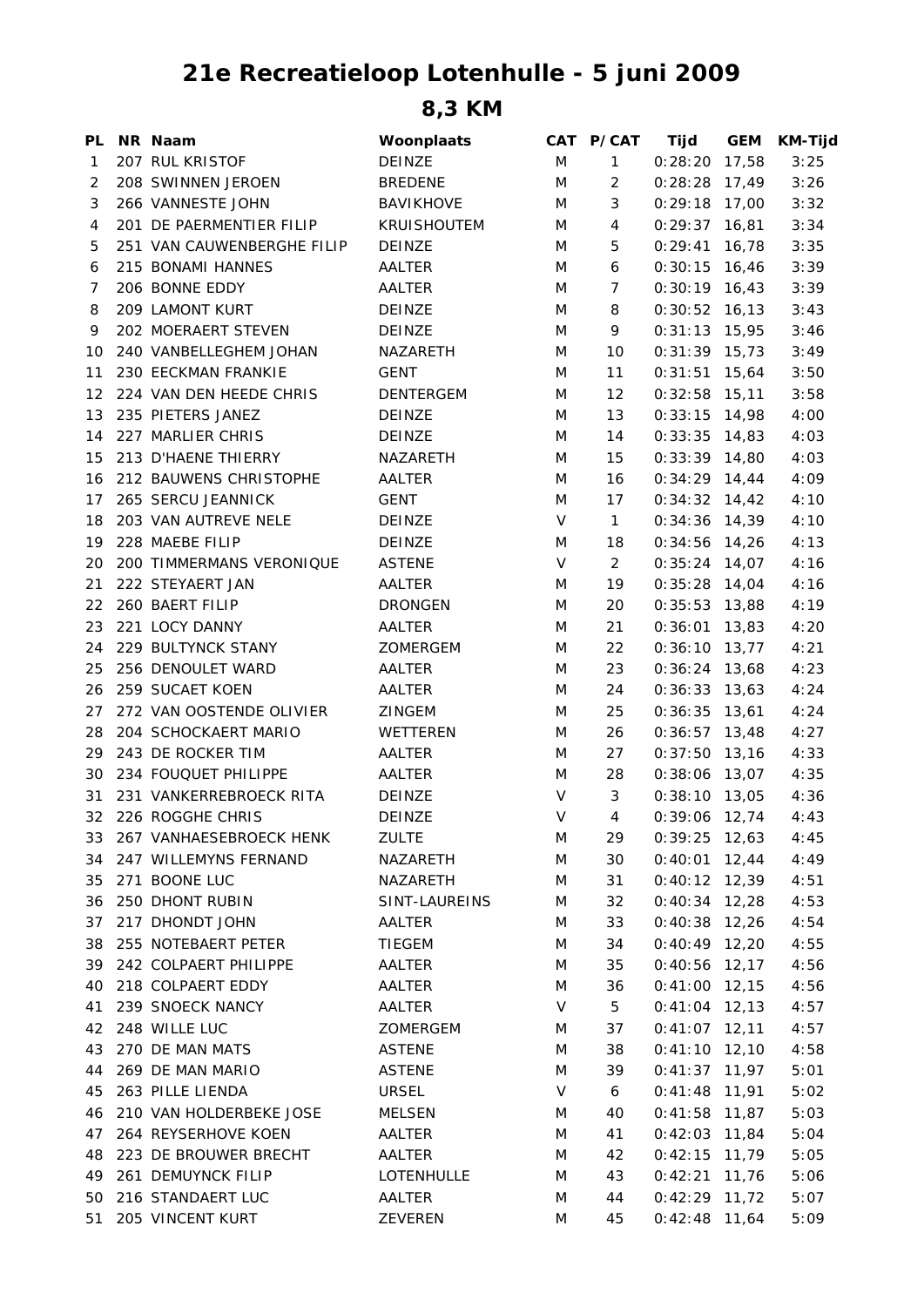# 21e Recreatieloop Lotenhulle - 5 juni 2009

## 8,3 KM

| PL | NR | Naam | Woonplaats | CAT | P/CAT | Tijd | GEM | KM-Tijd |
|---|---|---|---|---|---|---|---|---|
| 1 | 207 | RUL KRISTOF | DEINZE | M | 1 | 0:28:20 | 17,58 | 3:25 |
| 2 | 208 | SWINNEN JEROEN | BREDENE | M | 2 | 0:28:28 | 17,49 | 3:26 |
| 3 | 266 | VANNESTE JOHN | BAVIKHOVE | M | 3 | 0:29:18 | 17,00 | 3:32 |
| 4 | 201 | DE PAERMENTIER FILIP | KRUISHOUTEM | M | 4 | 0:29:37 | 16,81 | 3:34 |
| 5 | 251 | VAN CAUWENBERGHE FILIP | DEINZE | M | 5 | 0:29:41 | 16,78 | 3:35 |
| 6 | 215 | BONAMI HANNES | AALTER | M | 6 | 0:30:15 | 16,46 | 3:39 |
| 7 | 206 | BONNE EDDY | AALTER | M | 7 | 0:30:19 | 16,43 | 3:39 |
| 8 | 209 | LAMONT KURT | DEINZE | M | 8 | 0:30:52 | 16,13 | 3:43 |
| 9 | 202 | MOERAERT STEVEN | DEINZE | M | 9 | 0:31:13 | 15,95 | 3:46 |
| 10 | 240 | VANBELLEGHEM JOHAN | NAZARETH | M | 10 | 0:31:39 | 15,73 | 3:49 |
| 11 | 230 | EECKMAN FRANKIE | GENT | M | 11 | 0:31:51 | 15,64 | 3:50 |
| 12 | 224 | VAN DEN HEEDE CHRIS | DENTERGEM | M | 12 | 0:32:58 | 15,11 | 3:58 |
| 13 | 235 | PIETERS JANEZ | DEINZE | M | 13 | 0:33:15 | 14,98 | 4:00 |
| 14 | 227 | MARLIER CHRIS | DEINZE | M | 14 | 0:33:35 | 14,83 | 4:03 |
| 15 | 213 | D'HAENE THIERRY | NAZARETH | M | 15 | 0:33:39 | 14,80 | 4:03 |
| 16 | 212 | BAUWENS CHRISTOPHE | AALTER | M | 16 | 0:34:29 | 14,44 | 4:09 |
| 17 | 265 | SERCU JEANNICK | GENT | M | 17 | 0:34:32 | 14,42 | 4:10 |
| 18 | 203 | VAN AUTREVE NELE | DEINZE | V | 1 | 0:34:36 | 14,39 | 4:10 |
| 19 | 228 | MAEBE FILIP | DEINZE | M | 18 | 0:34:56 | 14,26 | 4:13 |
| 20 | 200 | TIMMERMANS VERONIQUE | ASTENE | V | 2 | 0:35:24 | 14,07 | 4:16 |
| 21 | 222 | STEYAERT JAN | AALTER | M | 19 | 0:35:28 | 14,04 | 4:16 |
| 22 | 260 | BAERT FILIP | DRONGEN | M | 20 | 0:35:53 | 13,88 | 4:19 |
| 23 | 221 | LOCY DANNY | AALTER | M | 21 | 0:36:01 | 13,83 | 4:20 |
| 24 | 229 | BULTYNCK STANY | ZOMERGEM | M | 22 | 0:36:10 | 13,77 | 4:21 |
| 25 | 256 | DENOULET WARD | AALTER | M | 23 | 0:36:24 | 13,68 | 4:23 |
| 26 | 259 | SUCAET KOEN | AALTER | M | 24 | 0:36:33 | 13,63 | 4:24 |
| 27 | 272 | VAN OOSTENDE OLIVIER | ZINGEM | M | 25 | 0:36:35 | 13,61 | 4:24 |
| 28 | 204 | SCHOCKAERT MARIO | WETTEREN | M | 26 | 0:36:57 | 13,48 | 4:27 |
| 29 | 243 | DE ROCKER TIM | AALTER | M | 27 | 0:37:50 | 13,16 | 4:33 |
| 30 | 234 | FOUQUET PHILIPPE | AALTER | M | 28 | 0:38:06 | 13,07 | 4:35 |
| 31 | 231 | VANKERREBROECK RITA | DEINZE | V | 3 | 0:38:10 | 13,05 | 4:36 |
| 32 | 226 | ROGGHE CHRIS | DEINZE | V | 4 | 0:39:06 | 12,74 | 4:43 |
| 33 | 267 | VANHAESEBROECK HENK | ZULTE | M | 29 | 0:39:25 | 12,63 | 4:45 |
| 34 | 247 | WILLEMYNS FERNAND | NAZARETH | M | 30 | 0:40:01 | 12,44 | 4:49 |
| 35 | 271 | BOONE LUC | NAZARETH | M | 31 | 0:40:12 | 12,39 | 4:51 |
| 36 | 250 | DHONT RUBIN | SINT-LAUREINS | M | 32 | 0:40:34 | 12,28 | 4:53 |
| 37 | 217 | DHONDT JOHN | AALTER | M | 33 | 0:40:38 | 12,26 | 4:54 |
| 38 | 255 | NOTEBAERT PETER | TIEGEM | M | 34 | 0:40:49 | 12,20 | 4:55 |
| 39 | 242 | COLPAERT PHILIPPE | AALTER | M | 35 | 0:40:56 | 12,17 | 4:56 |
| 40 | 218 | COLPAERT EDDY | AALTER | M | 36 | 0:41:00 | 12,15 | 4:56 |
| 41 | 239 | SNOECK NANCY | AALTER | V | 5 | 0:41:04 | 12,13 | 4:57 |
| 42 | 248 | WILLE LUC | ZOMERGEM | M | 37 | 0:41:07 | 12,11 | 4:57 |
| 43 | 270 | DE MAN MATS | ASTENE | M | 38 | 0:41:10 | 12,10 | 4:58 |
| 44 | 269 | DE MAN MARIO | ASTENE | M | 39 | 0:41:37 | 11,97 | 5:01 |
| 45 | 263 | PILLE LIENDA | URSEL | V | 6 | 0:41:48 | 11,91 | 5:02 |
| 46 | 210 | VAN HOLDERBEKE JOSE | MELSEN | M | 40 | 0:41:58 | 11,87 | 5:03 |
| 47 | 264 | REYSERHOVE KOEN | AALTER | M | 41 | 0:42:03 | 11,84 | 5:04 |
| 48 | 223 | DE BROUWER BRECHT | AALTER | M | 42 | 0:42:15 | 11,79 | 5:05 |
| 49 | 261 | DEMUYNCK FILIP | LOTENHULLE | M | 43 | 0:42:21 | 11,76 | 5:06 |
| 50 | 216 | STANDAERT LUC | AALTER | M | 44 | 0:42:29 | 11,72 | 5:07 |
| 51 | 205 | VINCENT KURT | ZEVEREN | M | 45 | 0:42:48 | 11,64 | 5:09 |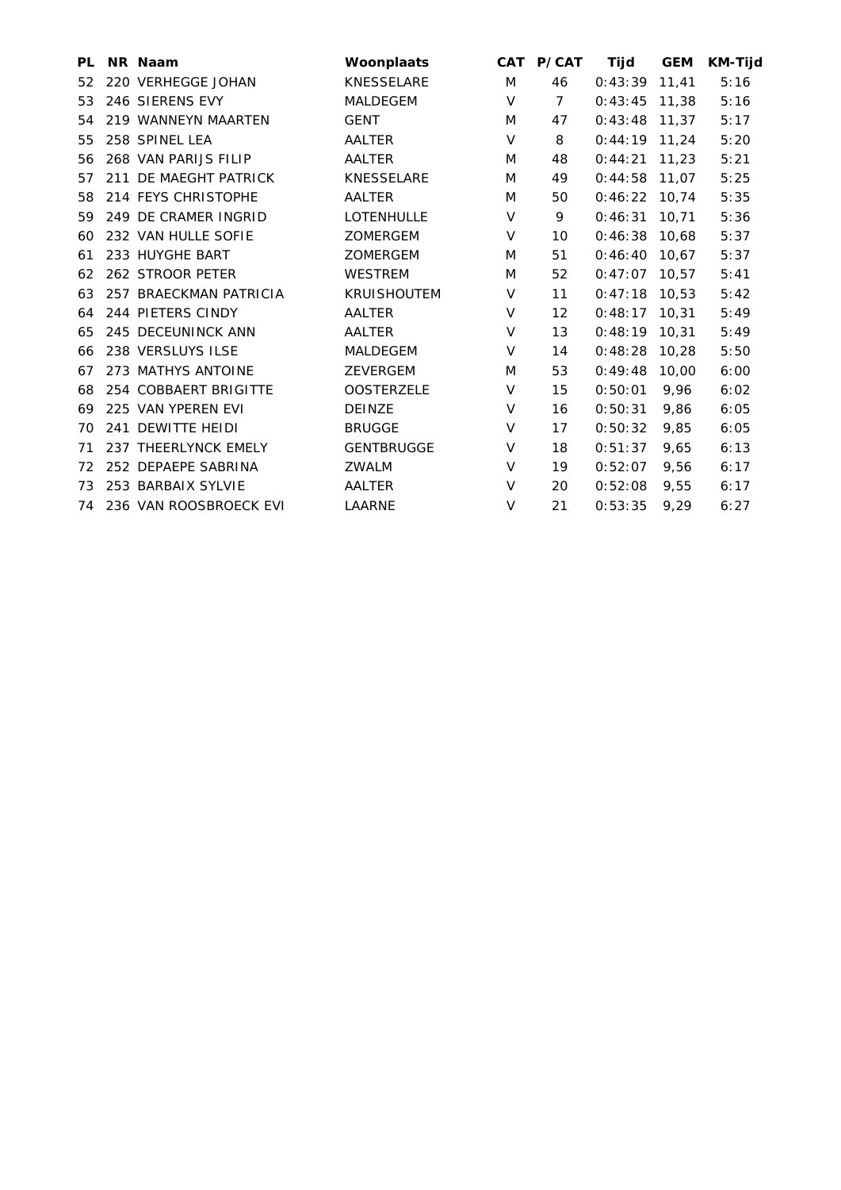| PL | NR | Naam | Woonplaats | CAT | P/CAT | Tijd | GEM | KM-Tijd |
|---|---|---|---|---|---|---|---|---|
| 52 | 220 | VERHEGGE JOHAN | KNESSELARE | M | 46 | 0:43:39 | 11,41 | 5:16 |
| 53 | 246 | SIERENS EVY | MALDEGEM | V | 7 | 0:43:45 | 11,38 | 5:16 |
| 54 | 219 | WANNEYN MAARTEN | GENT | M | 47 | 0:43:48 | 11,37 | 5:17 |
| 55 | 258 | SPINEL LEA | AALTER | V | 8 | 0:44:19 | 11,24 | 5:20 |
| 56 | 268 | VAN PARIJS FILIP | AALTER | M | 48 | 0:44:21 | 11,23 | 5:21 |
| 57 | 211 | DE MAEGHT PATRICK | KNESSELARE | M | 49 | 0:44:58 | 11,07 | 5:25 |
| 58 | 214 | FEYS CHRISTOPHE | AALTER | M | 50 | 0:46:22 | 10,74 | 5:35 |
| 59 | 249 | DE CRAMER INGRID | LOTENHULLE | V | 9 | 0:46:31 | 10,71 | 5:36 |
| 60 | 232 | VAN HULLE SOFIE | ZOMERGEM | V | 10 | 0:46:38 | 10,68 | 5:37 |
| 61 | 233 | HUYGHE BART | ZOMERGEM | M | 51 | 0:46:40 | 10,67 | 5:37 |
| 62 | 262 | STROOR PETER | WESTREM | M | 52 | 0:47:07 | 10,57 | 5:41 |
| 63 | 257 | BRAECKMAN PATRICIA | KRUISHOUTEM | V | 11 | 0:47:18 | 10,53 | 5:42 |
| 64 | 244 | PIETERS CINDY | AALTER | V | 12 | 0:48:17 | 10,31 | 5:49 |
| 65 | 245 | DECEUNINCK ANN | AALTER | V | 13 | 0:48:19 | 10,31 | 5:49 |
| 66 | 238 | VERSLUYS ILSE | MALDEGEM | V | 14 | 0:48:28 | 10,28 | 5:50 |
| 67 | 273 | MATHYS ANTOINE | ZEVERGEM | M | 53 | 0:49:48 | 10,00 | 6:00 |
| 68 | 254 | COBBAERT BRIGITTE | OOSTERZELE | V | 15 | 0:50:01 | 9,96 | 6:02 |
| 69 | 225 | VAN YPEREN EVI | DEINZE | V | 16 | 0:50:31 | 9,86 | 6:05 |
| 70 | 241 | DEWITTE HEIDI | BRUGGE | V | 17 | 0:50:32 | 9,85 | 6:05 |
| 71 | 237 | THEERLYNCK EMELY | GENTBRUGGE | V | 18 | 0:51:37 | 9,65 | 6:13 |
| 72 | 252 | DEPAEPE SABRINA | ZWALM | V | 19 | 0:52:07 | 9,56 | 6:17 |
| 73 | 253 | BARBAIX SYLVIE | AALTER | V | 20 | 0:52:08 | 9,55 | 6:17 |
| 74 | 236 | VAN ROOSBROECK EVI | LAARNE | V | 21 | 0:53:35 | 9,29 | 6:27 |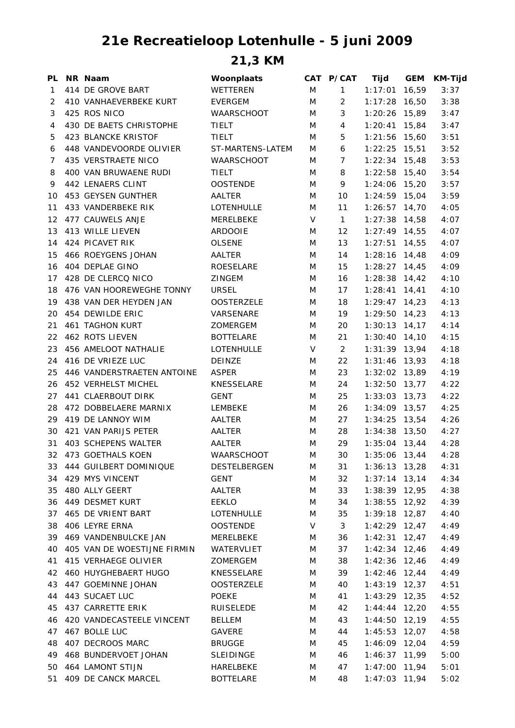# 21e Recreatieloop Lotenhulle - 5 juni 2009

## 21,3 KM

| PL | NR | Naam | Woonplaats | CAT | P/CAT | Tijd | GEM | KM-Tijd |
|---|---|---|---|---|---|---|---|---|
| 1 | 414 | DE GROVE BART | WETTEREN | M | 1 | 1:17:01 | 16,59 | 3:37 |
| 2 | 410 | VANHAEVERBEKE KURT | EVERGEM | M | 2 | 1:17:28 | 16,50 | 3:38 |
| 3 | 425 | ROS NICO | WAARSCHOOT | M | 3 | 1:20:26 | 15,89 | 3:47 |
| 4 | 430 | DE BAETS CHRISTOPHE | TIELT | M | 4 | 1:20:41 | 15,84 | 3:47 |
| 5 | 423 | BLANCKE KRISTOF | TIELT | M | 5 | 1:21:56 | 15,60 | 3:51 |
| 6 | 448 | VANDEVOORDE OLIVIER | ST-MARTENS-LATEM | M | 6 | 1:22:25 | 15,51 | 3:52 |
| 7 | 435 | VERSTRAETE NICO | WAARSCHOOT | M | 7 | 1:22:34 | 15,48 | 3:53 |
| 8 | 400 | VAN BRUWAENE RUDI | TIELT | M | 8 | 1:22:58 | 15,40 | 3:54 |
| 9 | 442 | LENAERS CLINT | OOSTENDE | M | 9 | 1:24:06 | 15,20 | 3:57 |
| 10 | 453 | GEYSEN GUNTHER | AALTER | M | 10 | 1:24:59 | 15,04 | 3:59 |
| 11 | 433 | VANDERBEKE RIK | LOTENHULLE | M | 11 | 1:26:57 | 14,70 | 4:05 |
| 12 | 477 | CAUWELS ANJE | MERELBEKE | V | 1 | 1:27:38 | 14,58 | 4:07 |
| 13 | 413 | WILLE LIEVEN | ARDOOIE | M | 12 | 1:27:49 | 14,55 | 4:07 |
| 14 | 424 | PICAVET RIK | OLSENE | M | 13 | 1:27:51 | 14,55 | 4:07 |
| 15 | 466 | ROEYGENS JOHAN | AALTER | M | 14 | 1:28:16 | 14,48 | 4:09 |
| 16 | 404 | DEPLAE GINO | ROESELARE | M | 15 | 1:28:27 | 14,45 | 4:09 |
| 17 | 428 | DE CLERCQ NICO | ZINGEM | M | 16 | 1:28:38 | 14,42 | 4:10 |
| 18 | 476 | VAN HOOREWEGHE TONNY | URSEL | M | 17 | 1:28:41 | 14,41 | 4:10 |
| 19 | 438 | VAN DER HEYDEN JAN | OOSTERZELE | M | 18 | 1:29:47 | 14,23 | 4:13 |
| 20 | 454 | DEWILDE ERIC | VARSENARE | M | 19 | 1:29:50 | 14,23 | 4:13 |
| 21 | 461 | TAGHON KURT | ZOMERGEM | M | 20 | 1:30:13 | 14,17 | 4:14 |
| 22 | 462 | ROTS LIEVEN | BOTTELARE | M | 21 | 1:30:40 | 14,10 | 4:15 |
| 23 | 456 | AMELOOT NATHALIE | LOTENHULLE | V | 2 | 1:31:39 | 13,94 | 4:18 |
| 24 | 416 | DE VRIEZE LUC | DEINZE | M | 22 | 1:31:46 | 13,93 | 4:18 |
| 25 | 446 | VANDERSTRAETEN ANTOINE | ASPER | M | 23 | 1:32:02 | 13,89 | 4:19 |
| 26 | 452 | VERHELST MICHEL | KNESSELARE | M | 24 | 1:32:50 | 13,77 | 4:22 |
| 27 | 441 | CLAERBOUT DIRK | GENT | M | 25 | 1:33:03 | 13,73 | 4:22 |
| 28 | 472 | DOBBELAERE MARNIX | LEMBEKE | M | 26 | 1:34:09 | 13,57 | 4:25 |
| 29 | 419 | DE LANNOY WIM | AALTER | M | 27 | 1:34:25 | 13,54 | 4:26 |
| 30 | 421 | VAN PARIJS PETER | AALTER | M | 28 | 1:34:38 | 13,50 | 4:27 |
| 31 | 403 | SCHEPENS WALTER | AALTER | M | 29 | 1:35:04 | 13,44 | 4:28 |
| 32 | 473 | GOETHALS KOEN | WAARSCHOOT | M | 30 | 1:35:06 | 13,44 | 4:28 |
| 33 | 444 | GUILBERT DOMINIQUE | DESTELBERGEN | M | 31 | 1:36:13 | 13,28 | 4:31 |
| 34 | 429 | MYS VINCENT | GENT | M | 32 | 1:37:14 | 13,14 | 4:34 |
| 35 | 480 | ALLY GEERT | AALTER | M | 33 | 1:38:39 | 12,95 | 4:38 |
| 36 | 449 | DESMET KURT | EEKLO | M | 34 | 1:38:55 | 12,92 | 4:39 |
| 37 | 465 | DE VRIENT BART | LOTENHULLE | M | 35 | 1:39:18 | 12,87 | 4:40 |
| 38 | 406 | LEYRE ERNA | OOSTENDE | V | 3 | 1:42:29 | 12,47 | 4:49 |
| 39 | 469 | VANDENBULCKE JAN | MERELBEKE | M | 36 | 1:42:31 | 12,47 | 4:49 |
| 40 | 405 | VAN DE WOESTIJNE FIRMIN | WATERVLIET | M | 37 | 1:42:34 | 12,46 | 4:49 |
| 41 | 415 | VERHAEGE OLIVIER | ZOMERGEM | M | 38 | 1:42:36 | 12,46 | 4:49 |
| 42 | 460 | HUYGHEBAERT HUGO | KNESSELARE | M | 39 | 1:42:46 | 12,44 | 4:49 |
| 43 | 447 | GOEMINNE JOHAN | OOSTERZELE | M | 40 | 1:43:19 | 12,37 | 4:51 |
| 44 | 443 | SUCAET LUC | POEKE | M | 41 | 1:43:29 | 12,35 | 4:52 |
| 45 | 437 | CARRETTE ERIK | RUISELEDE | M | 42 | 1:44:44 | 12,20 | 4:55 |
| 46 | 420 | VANDECASTEELE VINCENT | BELLEM | M | 43 | 1:44:50 | 12,19 | 4:55 |
| 47 | 467 | BOLLE LUC | GAVERE | M | 44 | 1:45:53 | 12,07 | 4:58 |
| 48 | 407 | DECROOS MARC | BRUGGE | M | 45 | 1:46:09 | 12,04 | 4:59 |
| 49 | 468 | BUNDERVOET JOHAN | SLEIDINGE | M | 46 | 1:46:37 | 11,99 | 5:00 |
| 50 | 464 | LAMONT STIJN | HARELBEKE | M | 47 | 1:47:00 | 11,94 | 5:01 |
| 51 | 409 | DE CANCK MARCEL | BOTTELARE | M | 48 | 1:47:03 | 11,94 | 5:02 |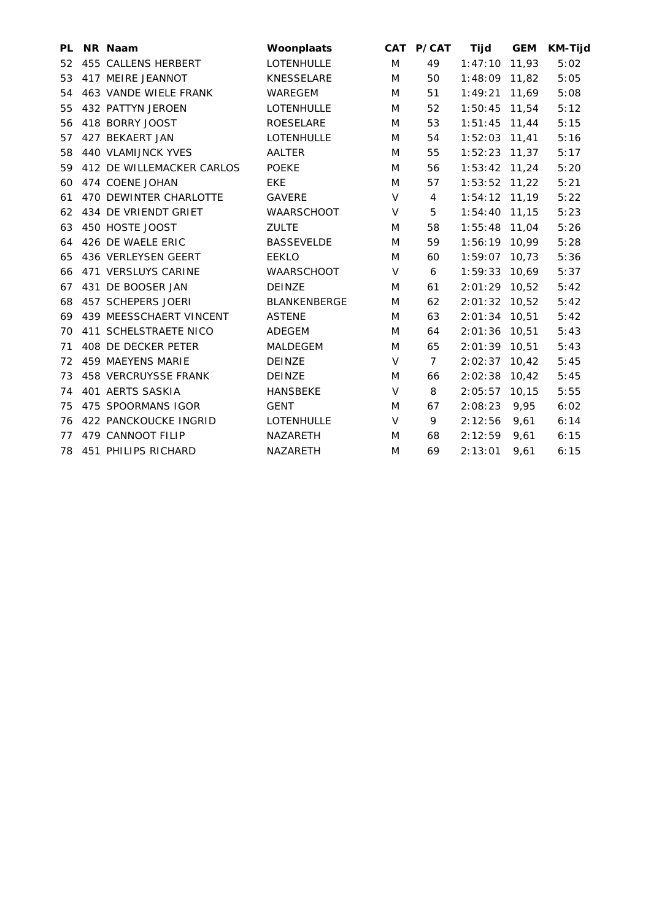| PL | NR | Naam | Woonplaats | CAT | P/CAT | Tijd | GEM | KM-Tijd |
|---|---|---|---|---|---|---|---|---|
| 52 | 455 | CALLENS HERBERT | LOTENHULLE | M | 49 | 1:47:10 | 11,93 | 5:02 |
| 53 | 417 | MEIRE JEANNOT | KNESSELARE | M | 50 | 1:48:09 | 11,82 | 5:05 |
| 54 | 463 | VANDE WIELE FRANK | WAREGEM | M | 51 | 1:49:21 | 11,69 | 5:08 |
| 55 | 432 | PATTYN JEROEN | LOTENHULLE | M | 52 | 1:50:45 | 11,54 | 5:12 |
| 56 | 418 | BORRY JOOST | ROESELARE | M | 53 | 1:51:45 | 11,44 | 5:15 |
| 57 | 427 | BEKAERT JAN | LOTENHULLE | M | 54 | 1:52:03 | 11,41 | 5:16 |
| 58 | 440 | VLAMIJNCK YVES | AALTER | M | 55 | 1:52:23 | 11,37 | 5:17 |
| 59 | 412 | DE WILLEMACKER CARLOS | POEKE | M | 56 | 1:53:42 | 11,24 | 5:20 |
| 60 | 474 | COENE JOHAN | EKE | M | 57 | 1:53:52 | 11,22 | 5:21 |
| 61 | 470 | DEWINTER CHARLOTTE | GAVERE | V | 4 | 1:54:12 | 11,19 | 5:22 |
| 62 | 434 | DE VRIENDT GRIET | WAARSCHOOT | V | 5 | 1:54:40 | 11,15 | 5:23 |
| 63 | 450 | HOSTE JOOST | ZULTE | M | 58 | 1:55:48 | 11,04 | 5:26 |
| 64 | 426 | DE WAELE ERIC | BASSEVELDE | M | 59 | 1:56:19 | 10,99 | 5:28 |
| 65 | 436 | VERLEYSEN GEERT | EEKLO | M | 60 | 1:59:07 | 10,73 | 5:36 |
| 66 | 471 | VERSLUYS CARINE | WAARSCHOOT | V | 6 | 1:59:33 | 10,69 | 5:37 |
| 67 | 431 | DE BOOSER JAN | DEINZE | M | 61 | 2:01:29 | 10,52 | 5:42 |
| 68 | 457 | SCHEPERS JOERI | BLANKENBERGE | M | 62 | 2:01:32 | 10,52 | 5:42 |
| 69 | 439 | MEESSCHAERT VINCENT | ASTENE | M | 63 | 2:01:34 | 10,51 | 5:42 |
| 70 | 411 | SCHELSTRAETE NICO | ADEGEM | M | 64 | 2:01:36 | 10,51 | 5:43 |
| 71 | 408 | DE DECKER PETER | MALDEGEM | M | 65 | 2:01:39 | 10,51 | 5:43 |
| 72 | 459 | MAEYENS MARIE | DEINZE | V | 7 | 2:02:37 | 10,42 | 5:45 |
| 73 | 458 | VERCRUYSSE FRANK | DEINZE | M | 66 | 2:02:38 | 10,42 | 5:45 |
| 74 | 401 | AERTS SASKIA | HANSBEKE | V | 8 | 2:05:57 | 10,15 | 5:55 |
| 75 | 475 | SPOORMANS IGOR | GENT | M | 67 | 2:08:23 | 9,95 | 6:02 |
| 76 | 422 | PANCKOUCKE INGRID | LOTENHULLE | V | 9 | 2:12:56 | 9,61 | 6:14 |
| 77 | 479 | CANNOOT FILIP | NAZARETH | M | 68 | 2:12:59 | 9,61 | 6:15 |
| 78 | 451 | PHILIPS RICHARD | NAZARETH | M | 69 | 2:13:01 | 9,61 | 6:15 |